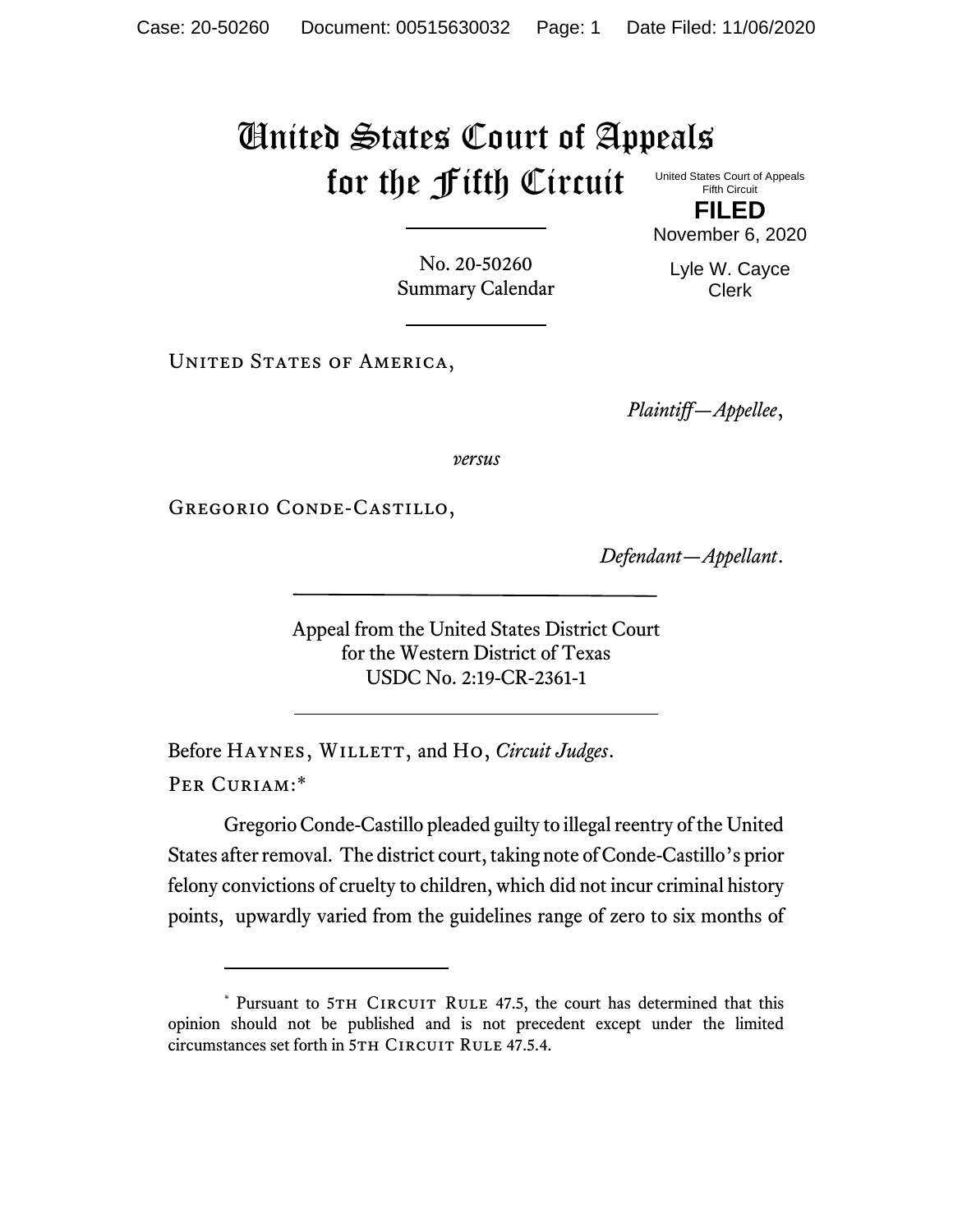# United States Court of Appeals for the Fifth Circuit

United States Court of Appeals
Fifth Circuit

**FILED**

November 6, 2020

Lyle W. Cayce
Clerk

No. 20-50260
Summary Calendar

---

United States of America,

*Plaintiff—Appellee*,

*versus*

Gregorio Conde-Castillo,

*Defendant—Appellant*.

---

Appeal from the United States District Court
for the Western District of Texas
USDC No. 2:19-CR-2361-1

---

Before Haynes, Willett, and Ho, *Circuit Judges*.

Per Curiam:*

Gregorio Conde-Castillo pleaded guilty to illegal reentry of the United States after removal. The district court, taking note of Conde-Castillo's prior felony convictions of cruelty to children, which did not incur criminal history points, upwardly varied from the guidelines range of zero to six months of

---

* Pursuant to 5th Circuit Rule 47.5, the court has determined that this opinion should not be published and is not precedent except under the limited circumstances set forth in 5th Circuit Rule 47.5.4.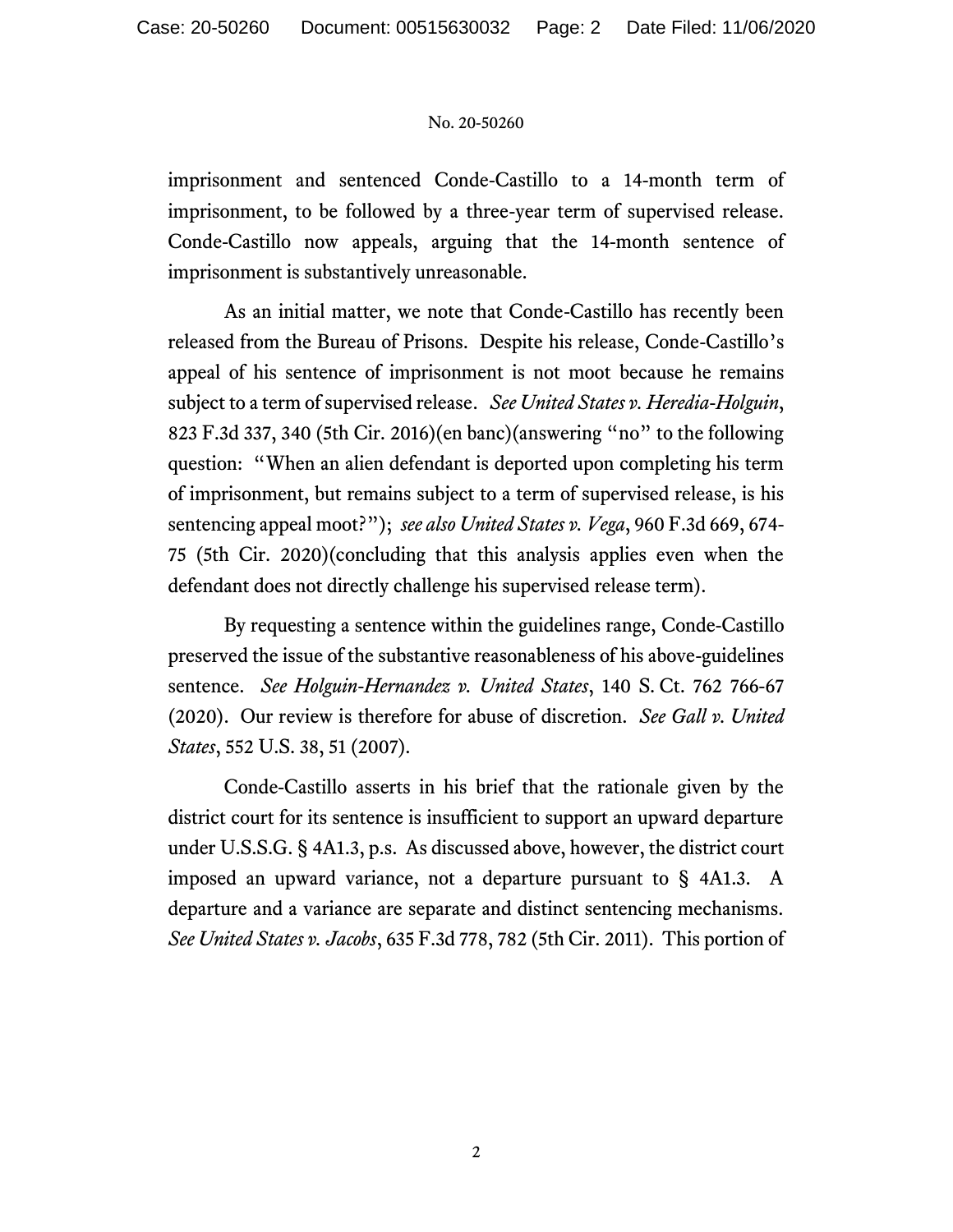imprisonment and sentenced Conde-Castillo to a 14-month term of imprisonment, to be followed by a three-year term of supervised release. Conde-Castillo now appeals, arguing that the 14-month sentence of imprisonment is substantively unreasonable.

As an initial matter, we note that Conde-Castillo has recently been released from the Bureau of Prisons. Despite his release, Conde-Castillo's appeal of his sentence of imprisonment is not moot because he remains subject to a term of supervised release. *See United States v. Heredia-Holguin*, 823 F.3d 337, 340 (5th Cir. 2016)(en banc)(answering "no" to the following question: "When an alien defendant is deported upon completing his term of imprisonment, but remains subject to a term of supervised release, is his sentencing appeal moot?"); *see also United States v. Vega*, 960 F.3d 669, 674-75 (5th Cir. 2020)(concluding that this analysis applies even when the defendant does not directly challenge his supervised release term).

By requesting a sentence within the guidelines range, Conde-Castillo preserved the issue of the substantive reasonableness of his above-guidelines sentence. *See Holguin-Hernandez v. United States*, 140 S. Ct. 762 766-67 (2020). Our review is therefore for abuse of discretion. *See Gall v. United States*, 552 U.S. 38, 51 (2007).

Conde-Castillo asserts in his brief that the rationale given by the district court for its sentence is insufficient to support an upward departure under U.S.S.G. § 4A1.3, p.s. As discussed above, however, the district court imposed an upward variance, not a departure pursuant to § 4A1.3. A departure and a variance are separate and distinct sentencing mechanisms. *See United States v. Jacobs*, 635 F.3d 778, 782 (5th Cir. 2011). This portion of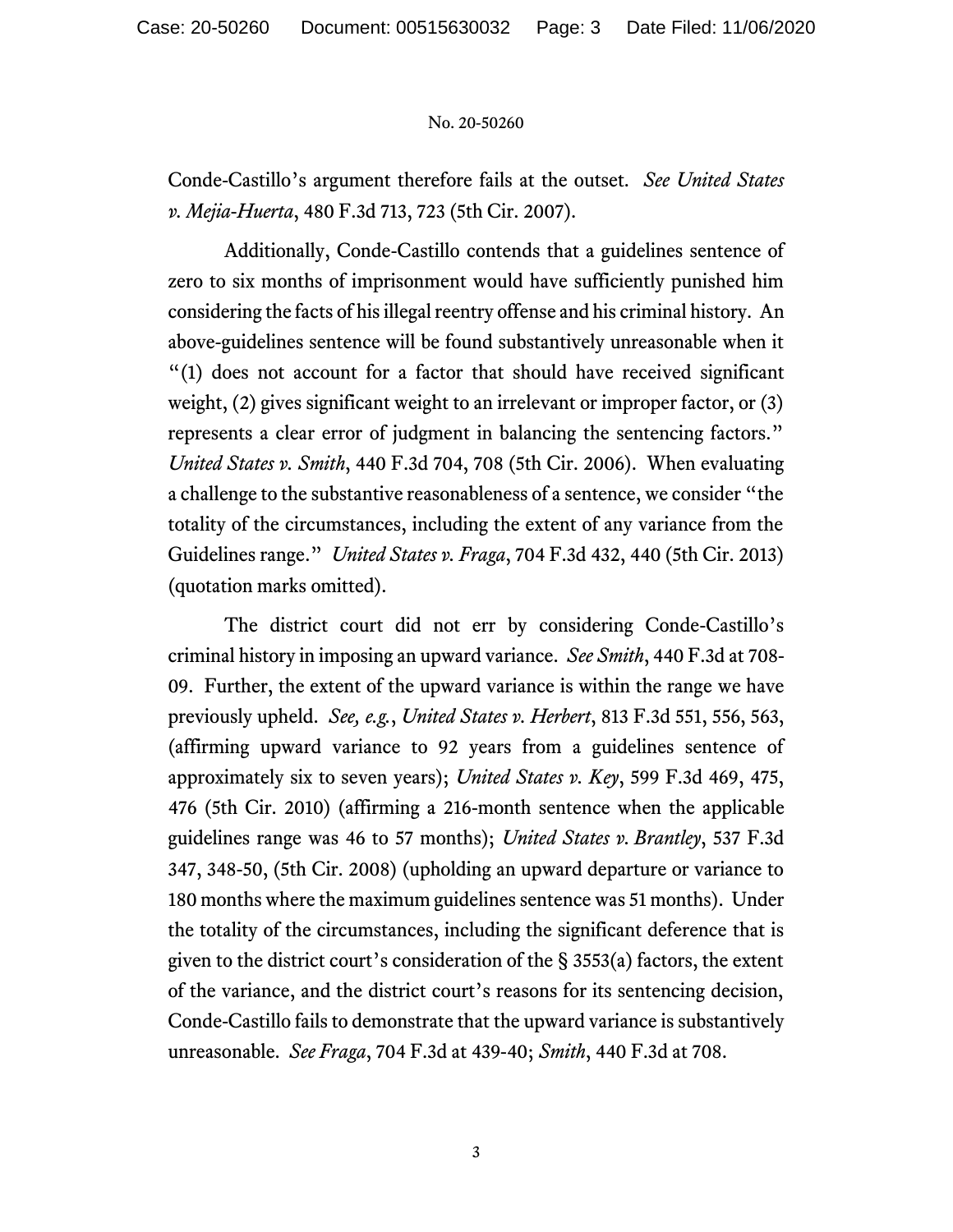Conde-Castillo's argument therefore fails at the outset. *See United States v. Mejia-Huerta*, 480 F.3d 713, 723 (5th Cir. 2007).

Additionally, Conde-Castillo contends that a guidelines sentence of zero to six months of imprisonment would have sufficiently punished him considering the facts of his illegal reentry offense and his criminal history. An above-guidelines sentence will be found substantively unreasonable when it "(1) does not account for a factor that should have received significant weight, (2) gives significant weight to an irrelevant or improper factor, or (3) represents a clear error of judgment in balancing the sentencing factors." *United States v. Smith*, 440 F.3d 704, 708 (5th Cir. 2006). When evaluating a challenge to the substantive reasonableness of a sentence, we consider "the totality of the circumstances, including the extent of any variance from the Guidelines range." *United States v. Fraga*, 704 F.3d 432, 440 (5th Cir. 2013) (quotation marks omitted).

The district court did not err by considering Conde-Castillo's criminal history in imposing an upward variance. *See Smith*, 440 F.3d at 708-09. Further, the extent of the upward variance is within the range we have previously upheld. *See, e.g.*, *United States v. Herbert*, 813 F.3d 551, 556, 563, (affirming upward variance to 92 years from a guidelines sentence of approximately six to seven years); *United States v. Key*, 599 F.3d 469, 475, 476 (5th Cir. 2010) (affirming a 216-month sentence when the applicable guidelines range was 46 to 57 months); *United States v. Brantley*, 537 F.3d 347, 348-50, (5th Cir. 2008) (upholding an upward departure or variance to 180 months where the maximum guidelines sentence was 51 months). Under the totality of the circumstances, including the significant deference that is given to the district court's consideration of the § 3553(a) factors, the extent of the variance, and the district court's reasons for its sentencing decision, Conde-Castillo fails to demonstrate that the upward variance is substantively unreasonable. *See Fraga*, 704 F.3d at 439-40; *Smith*, 440 F.3d at 708.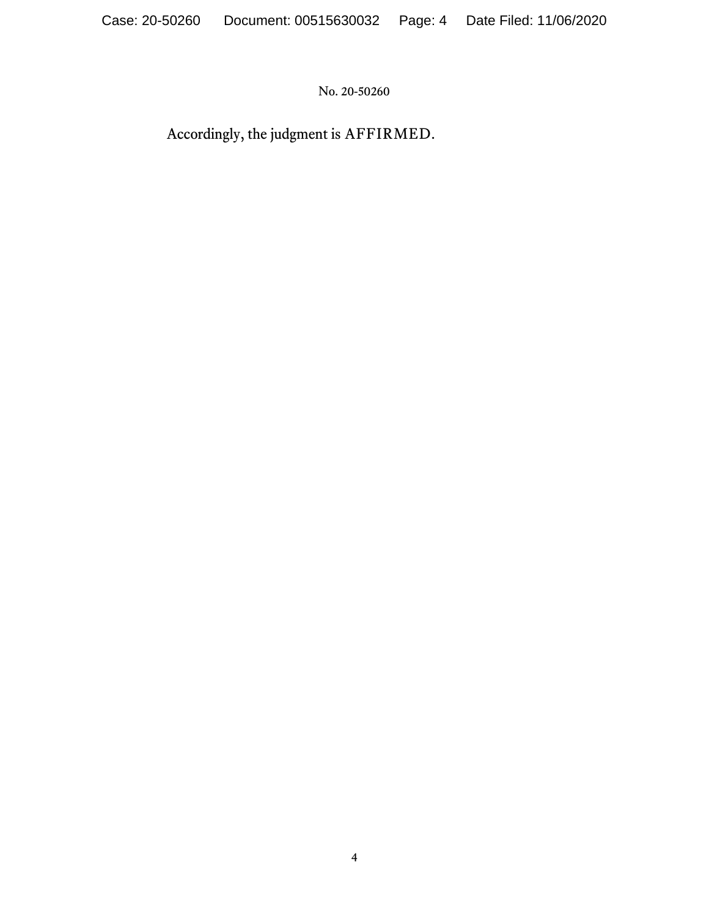Accordingly, the judgment is AFFIRMED.